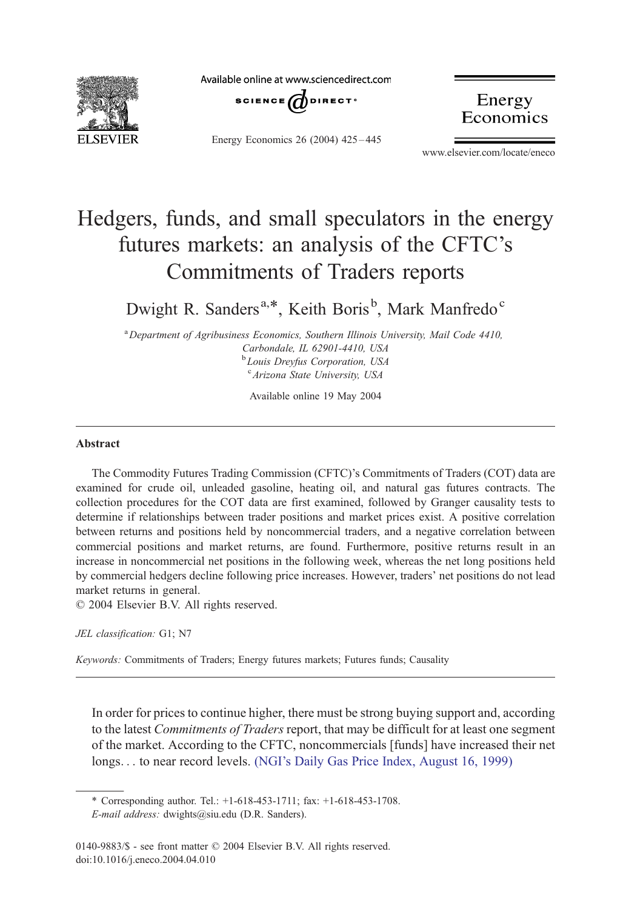# Hedgers, funds, and small speculators in the energy futures markets: an analysis of the CFTC's Commitments of Traders reports

Dwight R. Sanders[a,*], Keith Boris[b], Mark Manfredo[c]

[a] Department of Agribusiness Economics, Southern Illinois University, Mail Code 4410, Carbondale, IL 62901-4410, USA
[b] Louis Dreyfus Corporation, USA
[c] Arizona State University, USA

Available online 19 May 2004

## Abstract

The Commodity Futures Trading Commission (CFTC)'s Commitments of Traders (COT) data are examined for crude oil, unleaded gasoline, heating oil, and natural gas futures contracts. The collection procedures for the COT data are first examined, followed by Granger causality tests to determine if relationships between trader positions and market prices exist. A positive correlation between returns and positions held by noncommercial traders, and a negative correlation between commercial positions and market returns, are found. Furthermore, positive returns result in an increase in noncommercial net positions in the following week, whereas the net long positions held by commercial hedgers decline following price increases. However, traders' net positions do not lead market returns in general.

© 2004 Elsevier B.V. All rights reserved.

*JEL classification:* G1; N7

*Keywords:* Commitments of Traders; Energy futures markets; Futures funds; Causality

> In order for prices to continue higher, there must be strong buying support and, according to the latest *Commitments of Traders* report, that may be difficult for at least one segment of the market. According to the CFTC, noncommercials [funds] have increased their net longs... to near record levels. (NGI's Daily Gas Price Index, August 16, 1999)

\* Corresponding author. Tel.: +1-618-453-1711; fax: +1-618-453-1708.
*E-mail address:* dwights@siu.edu (D.R. Sanders).

0140-9883/$ - see front matter © 2004 Elsevier B.V. All rights reserved.
doi:10.1016/j.eneco.2004.04.010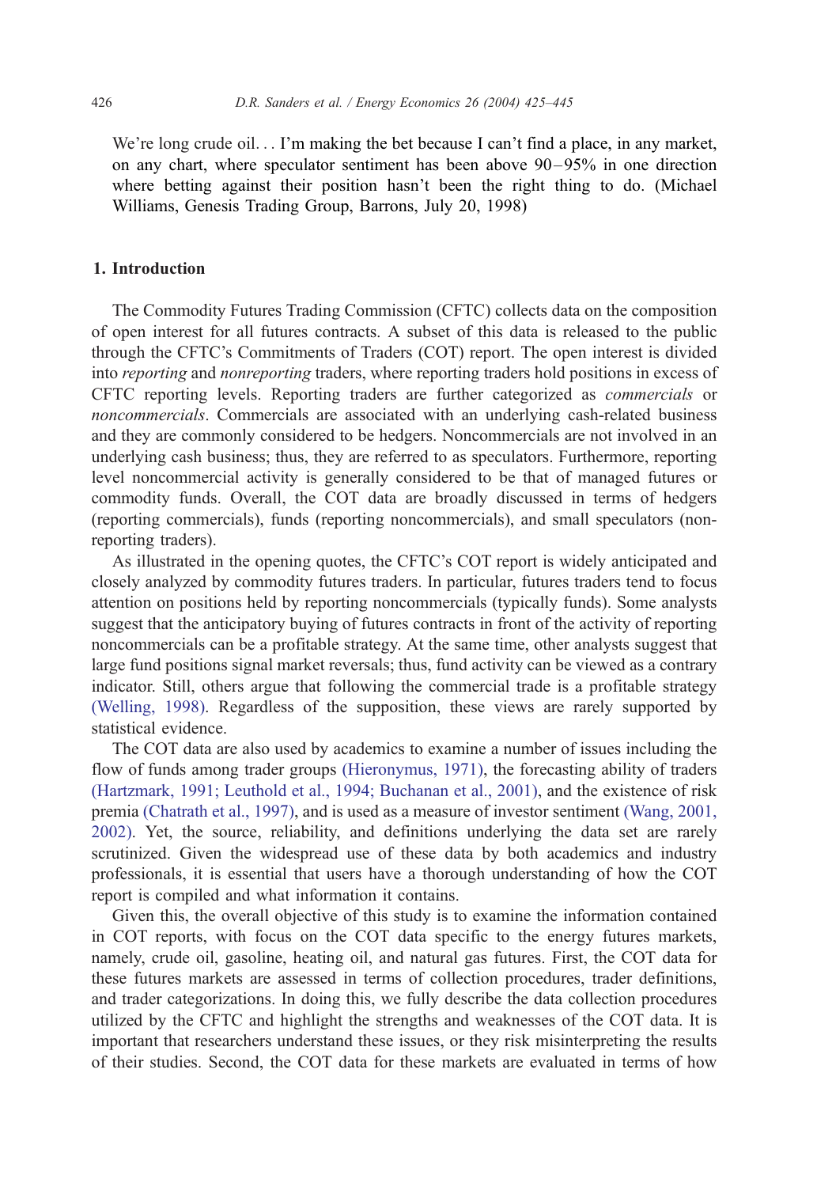We're long crude oil... I'm making the bet because I can't find a place, in any market, on any chart, where speculator sentiment has been above 90–95% in one direction where betting against their position hasn't been the right thing to do. (Michael Williams, Genesis Trading Group, Barrons, July 20, 1998)

## 1. Introduction

The Commodity Futures Trading Commission (CFTC) collects data on the composition of open interest for all futures contracts. A subset of this data is released to the public through the CFTC's Commitments of Traders (COT) report. The open interest is divided into *reporting* and *nonreporting* traders, where reporting traders hold positions in excess of CFTC reporting levels. Reporting traders are further categorized as *commercials* or *noncommercials*. Commercials are associated with an underlying cash-related business and they are commonly considered to be hedgers. Noncommercials are not involved in an underlying cash business; thus, they are referred to as speculators. Furthermore, reporting level noncommercial activity is generally considered to be that of managed futures or commodity funds. Overall, the COT data are broadly discussed in terms of hedgers (reporting commercials), funds (reporting noncommercials), and small speculators (non-reporting traders).

As illustrated in the opening quotes, the CFTC's COT report is widely anticipated and closely analyzed by commodity futures traders. In particular, futures traders tend to focus attention on positions held by reporting noncommercials (typically funds). Some analysts suggest that the anticipatory buying of futures contracts in front of the activity of reporting noncommercials can be a profitable strategy. At the same time, other analysts suggest that large fund positions signal market reversals; thus, fund activity can be viewed as a contrary indicator. Still, others argue that following the commercial trade is a profitable strategy (Welling, 1998). Regardless of the supposition, these views are rarely supported by statistical evidence.

The COT data are also used by academics to examine a number of issues including the flow of funds among trader groups (Hieronymus, 1971), the forecasting ability of traders (Hartzmark, 1991; Leuthold et al., 1994; Buchanan et al., 2001), and the existence of risk premia (Chatrath et al., 1997), and is used as a measure of investor sentiment (Wang, 2001, 2002). Yet, the source, reliability, and definitions underlying the data set are rarely scrutinized. Given the widespread use of these data by both academics and industry professionals, it is essential that users have a thorough understanding of how the COT report is compiled and what information it contains.

Given this, the overall objective of this study is to examine the information contained in COT reports, with focus on the COT data specific to the energy futures markets, namely, crude oil, gasoline, heating oil, and natural gas futures. First, the COT data for these futures markets are assessed in terms of collection procedures, trader definitions, and trader categorizations. In doing this, we fully describe the data collection procedures utilized by the CFTC and highlight the strengths and weaknesses of the COT data. It is important that researchers understand these issues, or they risk misinterpreting the results of their studies. Second, the COT data for these markets are evaluated in terms of how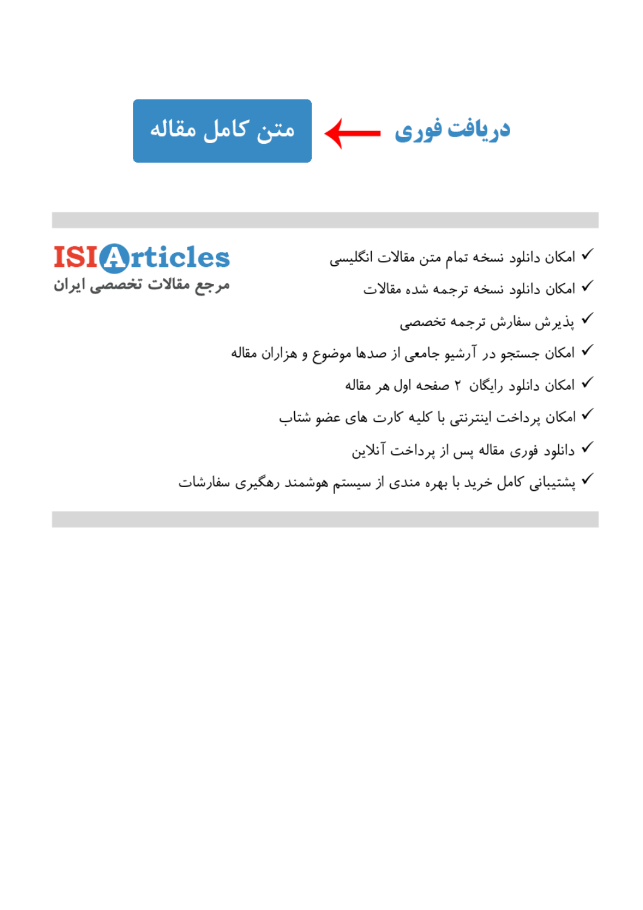دریافت فوری ← **متن کامل مقاله**

**ISIArticles**
مرجع مقالات تخصصی ایران

- ✓ امکان دانلود نسخه تمام متن مقالات انگلیسی
- ✓ امکان دانلود نسخه ترجمه شده مقالات
- ✓ پذیرش سفارش ترجمه تخصصی
- ✓ امکان جستجو در آرشیو جامعی از صدها موضوع و هزاران مقاله
- ✓ امکان دانلود رایگان ۲ صفحه اول هر مقاله
- ✓ امکان پرداخت اینترنتی با کلیه کارت های عضو شتاب
- ✓ دانلود فوری مقاله پس از پرداخت آنلاین
- ✓ پشتیبانی کامل خرید با بهره مندی از سیستم هوشمند رهگیری سفارشات